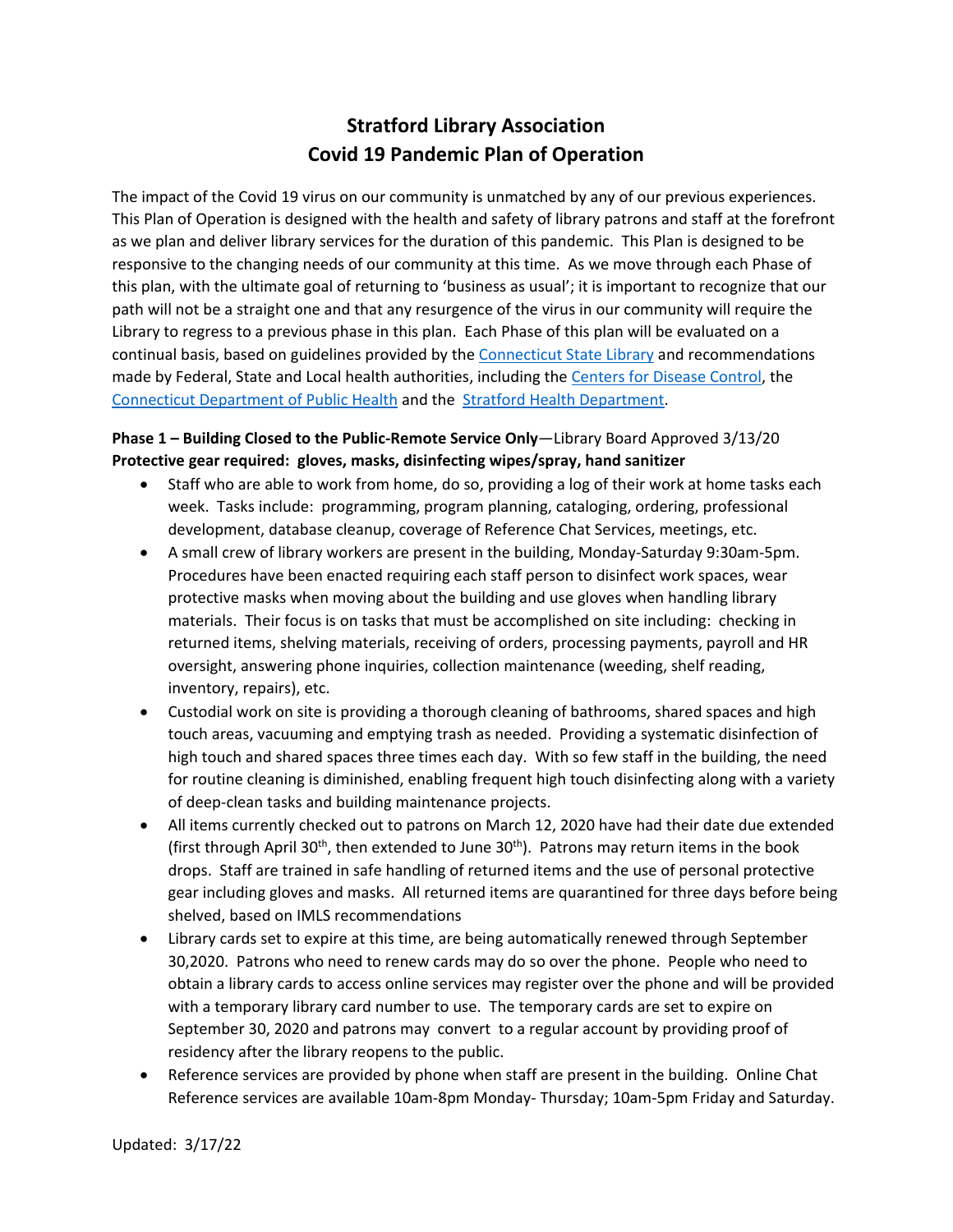# Stratford Library Association
# Covid 19 Pandemic Plan of Operation

The impact of the Covid 19 virus on our community is unmatched by any of our previous experiences. This Plan of Operation is designed with the health and safety of library patrons and staff at the forefront as we plan and deliver library services for the duration of this pandemic. This Plan is designed to be responsive to the changing needs of our community at this time. As we move through each Phase of this plan, with the ultimate goal of returning to 'business as usual'; it is important to recognize that our path will not be a straight one and that any resurgence of the virus in our community will require the Library to regress to a previous phase in this plan. Each Phase of this plan will be evaluated on a continual basis, based on guidelines provided by the Connecticut State Library and recommendations made by Federal, State and Local health authorities, including the Centers for Disease Control, the Connecticut Department of Public Health and the Stratford Health Department.

**Phase 1 – Building Closed to the Public-Remote Service Only**—Library Board Approved 3/13/20
**Protective gear required: gloves, masks, disinfecting wipes/spray, hand sanitizer**

- Staff who are able to work from home, do so, providing a log of their work at home tasks each week. Tasks include: programming, program planning, cataloging, ordering, professional development, database cleanup, coverage of Reference Chat Services, meetings, etc.
- A small crew of library workers are present in the building, Monday-Saturday 9:30am-5pm. Procedures have been enacted requiring each staff person to disinfect work spaces, wear protective masks when moving about the building and use gloves when handling library materials. Their focus is on tasks that must be accomplished on site including: checking in returned items, shelving materials, receiving of orders, processing payments, payroll and HR oversight, answering phone inquiries, collection maintenance (weeding, shelf reading, inventory, repairs), etc.
- Custodial work on site is providing a thorough cleaning of bathrooms, shared spaces and high touch areas, vacuuming and emptying trash as needed. Providing a systematic disinfection of high touch and shared spaces three times each day. With so few staff in the building, the need for routine cleaning is diminished, enabling frequent high touch disinfecting along with a variety of deep-clean tasks and building maintenance projects.
- All items currently checked out to patrons on March 12, 2020 have had their date due extended (first through April 30th, then extended to June 30th). Patrons may return items in the book drops. Staff are trained in safe handling of returned items and the use of personal protective gear including gloves and masks. All returned items are quarantined for three days before being shelved, based on IMLS recommendations
- Library cards set to expire at this time, are being automatically renewed through September 30,2020. Patrons who need to renew cards may do so over the phone. People who need to obtain a library cards to access online services may register over the phone and will be provided with a temporary library card number to use. The temporary cards are set to expire on September 30, 2020 and patrons may convert to a regular account by providing proof of residency after the library reopens to the public.
- Reference services are provided by phone when staff are present in the building. Online Chat Reference services are available 10am-8pm Monday- Thursday; 10am-5pm Friday and Saturday.

Updated: 3/17/22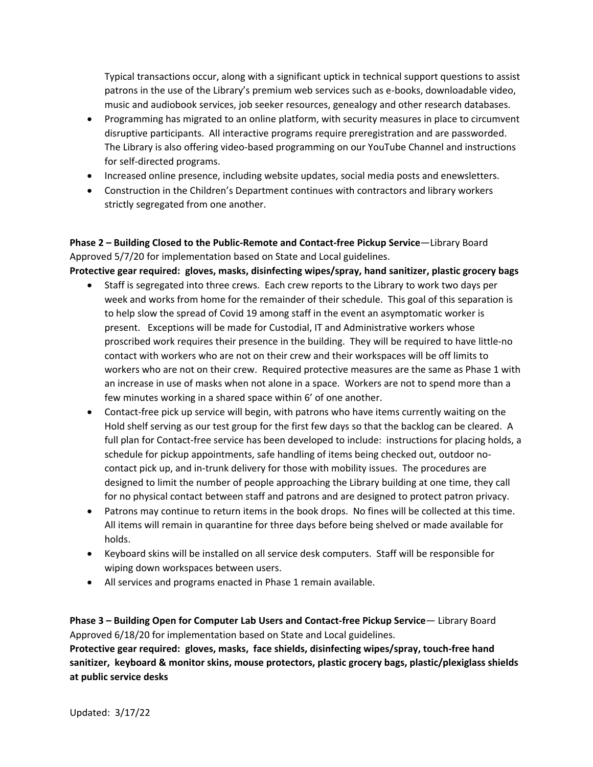Typical transactions occur, along with a significant uptick in technical support questions to assist patrons in the use of the Library's premium web services such as e-books, downloadable video, music and audiobook services, job seeker resources, genealogy and other research databases.

- Programming has migrated to an online platform, with security measures in place to circumvent disruptive participants. All interactive programs require preregistration and are passworded. The Library is also offering video-based programming on our YouTube Channel and instructions for self-directed programs.
- Increased online presence, including website updates, social media posts and enewsletters.
- Construction in the Children's Department continues with contractors and library workers strictly segregated from one another.

**Phase 2 – Building Closed to the Public-Remote and Contact-free Pickup Service**—Library Board Approved 5/7/20 for implementation based on State and Local guidelines.

**Protective gear required: gloves, masks, disinfecting wipes/spray, hand sanitizer, plastic grocery bags**

- Staff is segregated into three crews. Each crew reports to the Library to work two days per week and works from home for the remainder of their schedule. This goal of this separation is to help slow the spread of Covid 19 among staff in the event an asymptomatic worker is present. Exceptions will be made for Custodial, IT and Administrative workers whose proscribed work requires their presence in the building. They will be required to have little-no contact with workers who are not on their crew and their workspaces will be off limits to workers who are not on their crew. Required protective measures are the same as Phase 1 with an increase in use of masks when not alone in a space. Workers are not to spend more than a few minutes working in a shared space within 6' of one another.
- Contact-free pick up service will begin, with patrons who have items currently waiting on the Hold shelf serving as our test group for the first few days so that the backlog can be cleared. A full plan for Contact-free service has been developed to include: instructions for placing holds, a schedule for pickup appointments, safe handling of items being checked out, outdoor no-contact pick up, and in-trunk delivery for those with mobility issues. The procedures are designed to limit the number of people approaching the Library building at one time, they call for no physical contact between staff and patrons and are designed to protect patron privacy.
- Patrons may continue to return items in the book drops. No fines will be collected at this time. All items will remain in quarantine for three days before being shelved or made available for holds.
- Keyboard skins will be installed on all service desk computers. Staff will be responsible for wiping down workspaces between users.
- All services and programs enacted in Phase 1 remain available.

**Phase 3 – Building Open for Computer Lab Users and Contact-free Pickup Service**— Library Board Approved 6/18/20 for implementation based on State and Local guidelines.

**Protective gear required: gloves, masks, face shields, disinfecting wipes/spray, touch-free hand sanitizer, keyboard & monitor skins, mouse protectors, plastic grocery bags, plastic/plexiglass shields at public service desks**

Updated: 3/17/22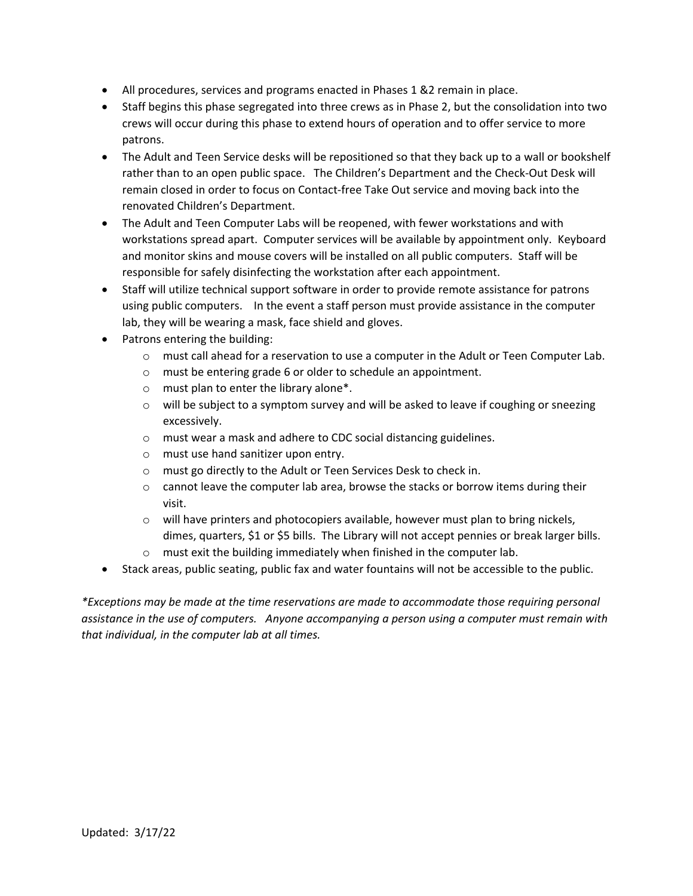- All procedures, services and programs enacted in Phases 1 &2 remain in place.
- Staff begins this phase segregated into three crews as in Phase 2, but the consolidation into two crews will occur during this phase to extend hours of operation and to offer service to more patrons.
- The Adult and Teen Service desks will be repositioned so that they back up to a wall or bookshelf rather than to an open public space. The Children's Department and the Check-Out Desk will remain closed in order to focus on Contact-free Take Out service and moving back into the renovated Children's Department.
- The Adult and Teen Computer Labs will be reopened, with fewer workstations and with workstations spread apart. Computer services will be available by appointment only. Keyboard and monitor skins and mouse covers will be installed on all public computers. Staff will be responsible for safely disinfecting the workstation after each appointment.
- Staff will utilize technical support software in order to provide remote assistance for patrons using public computers. In the event a staff person must provide assistance in the computer lab, they will be wearing a mask, face shield and gloves.
- Patrons entering the building:
    - must call ahead for a reservation to use a computer in the Adult or Teen Computer Lab.
    - must be entering grade 6 or older to schedule an appointment.
    - must plan to enter the library alone*.
    - will be subject to a symptom survey and will be asked to leave if coughing or sneezing excessively.
    - must wear a mask and adhere to CDC social distancing guidelines.
    - must use hand sanitizer upon entry.
    - must go directly to the Adult or Teen Services Desk to check in.
    - cannot leave the computer lab area, browse the stacks or borrow items during their visit.
    - will have printers and photocopiers available, however must plan to bring nickels, dimes, quarters, $1 or $5 bills. The Library will not accept pennies or break larger bills.
    - must exit the building immediately when finished in the computer lab.
- Stack areas, public seating, public fax and water fountains will not be accessible to the public.

*\*Exceptions may be made at the time reservations are made to accommodate those requiring personal assistance in the use of computers. Anyone accompanying a person using a computer must remain with that individual, in the computer lab at all times.*

Updated: 3/17/22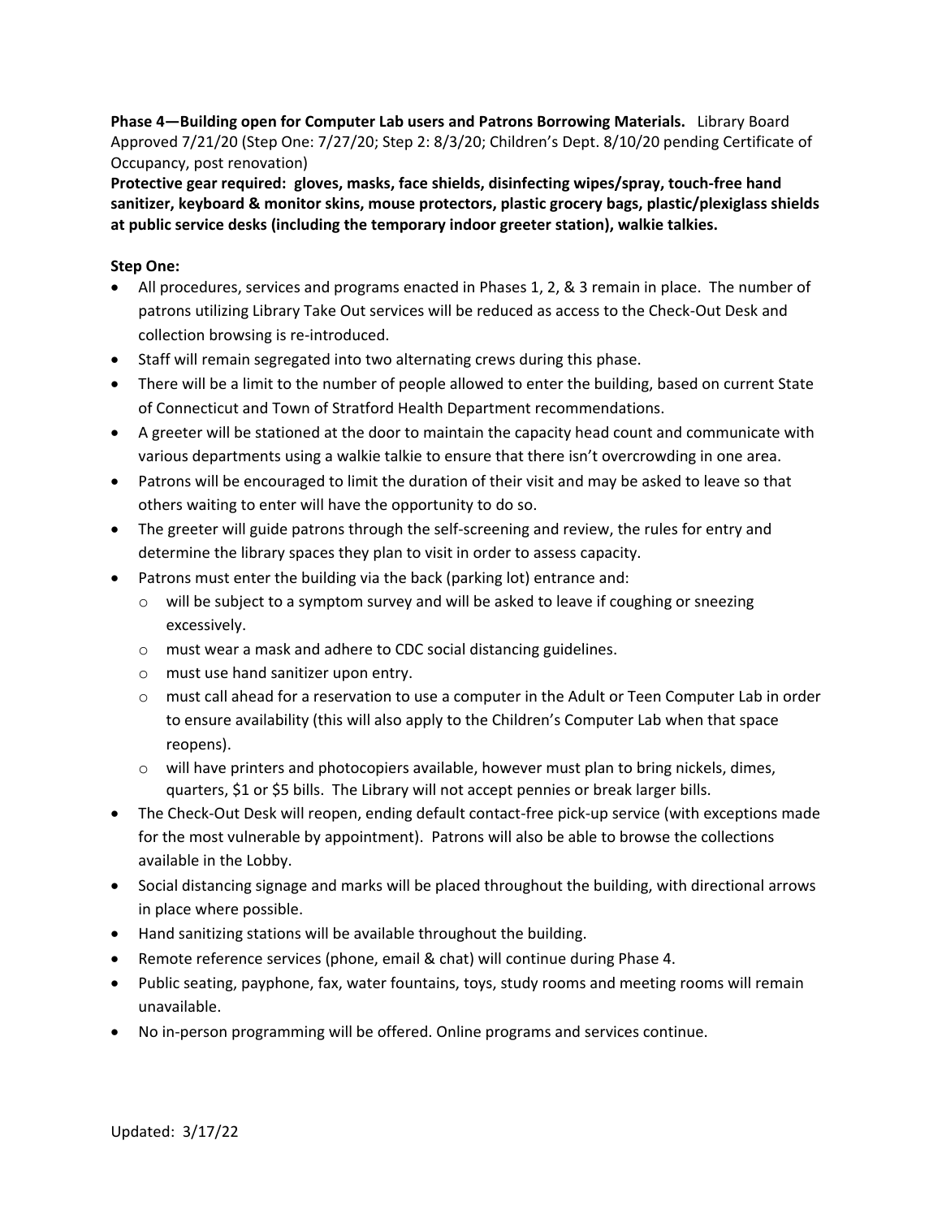**Phase 4—Building open for Computer Lab users and Patrons Borrowing Materials.** Library Board Approved 7/21/20 (Step One: 7/27/20; Step 2: 8/3/20; Children's Dept. 8/10/20 pending Certificate of Occupancy, post renovation)

**Protective gear required: gloves, masks, face shields, disinfecting wipes/spray, touch-free hand sanitizer, keyboard & monitor skins, mouse protectors, plastic grocery bags, plastic/plexiglass shields at public service desks (including the temporary indoor greeter station), walkie talkies.**

**Step One:**

- All procedures, services and programs enacted in Phases 1, 2, & 3 remain in place. The number of patrons utilizing Library Take Out services will be reduced as access to the Check-Out Desk and collection browsing is re-introduced.
- Staff will remain segregated into two alternating crews during this phase.
- There will be a limit to the number of people allowed to enter the building, based on current State of Connecticut and Town of Stratford Health Department recommendations.
- A greeter will be stationed at the door to maintain the capacity head count and communicate with various departments using a walkie talkie to ensure that there isn't overcrowding in one area.
- Patrons will be encouraged to limit the duration of their visit and may be asked to leave so that others waiting to enter will have the opportunity to do so.
- The greeter will guide patrons through the self-screening and review, the rules for entry and determine the library spaces they plan to visit in order to assess capacity.
- Patrons must enter the building via the back (parking lot) entrance and:
  - will be subject to a symptom survey and will be asked to leave if coughing or sneezing excessively.
  - must wear a mask and adhere to CDC social distancing guidelines.
  - must use hand sanitizer upon entry.
  - must call ahead for a reservation to use a computer in the Adult or Teen Computer Lab in order to ensure availability (this will also apply to the Children's Computer Lab when that space reopens).
  - will have printers and photocopiers available, however must plan to bring nickels, dimes, quarters, $1 or $5 bills. The Library will not accept pennies or break larger bills.
- The Check-Out Desk will reopen, ending default contact-free pick-up service (with exceptions made for the most vulnerable by appointment). Patrons will also be able to browse the collections available in the Lobby.
- Social distancing signage and marks will be placed throughout the building, with directional arrows in place where possible.
- Hand sanitizing stations will be available throughout the building.
- Remote reference services (phone, email & chat) will continue during Phase 4.
- Public seating, payphone, fax, water fountains, toys, study rooms and meeting rooms will remain unavailable.
- No in-person programming will be offered. Online programs and services continue.

Updated: 3/17/22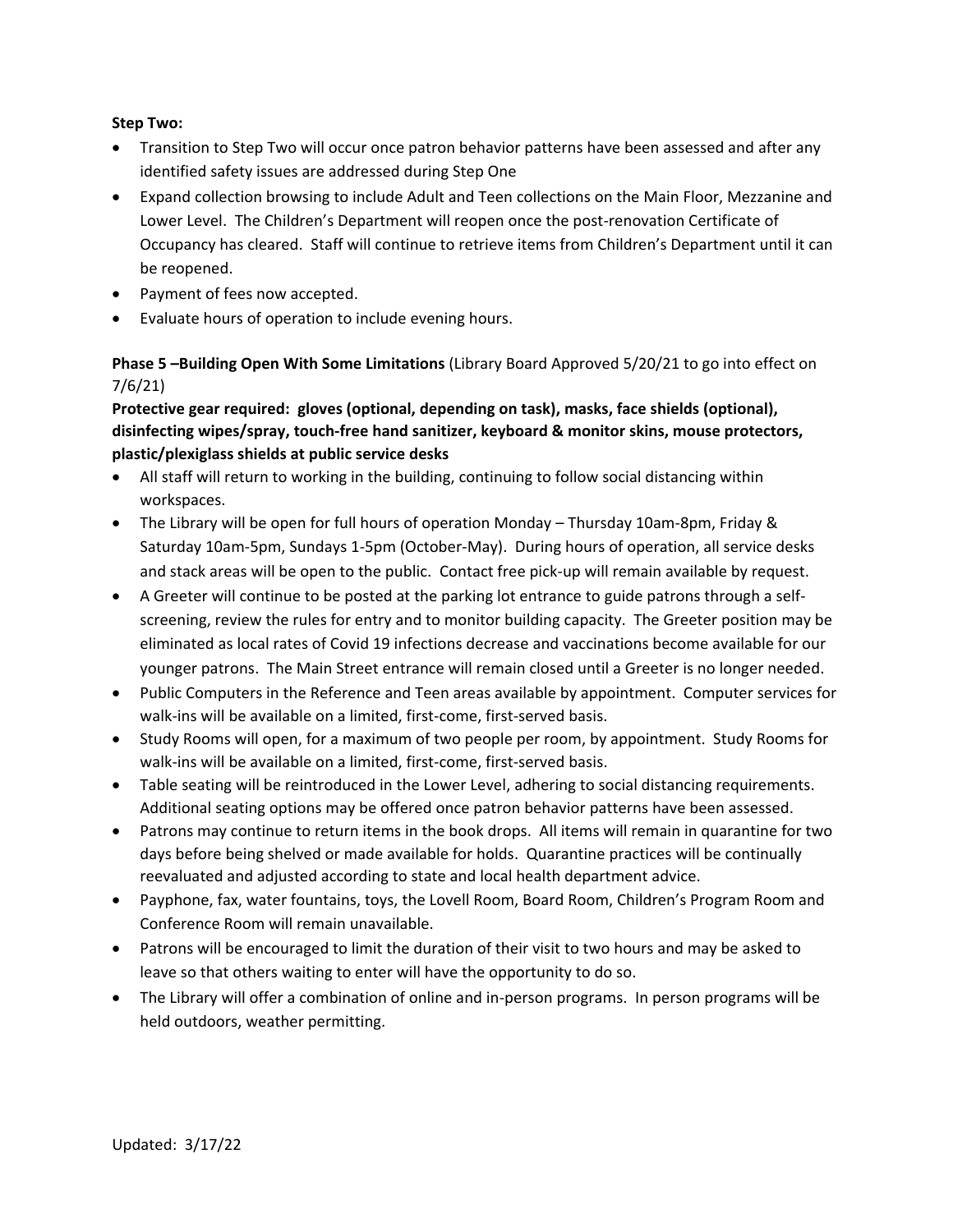**Step Two:**

- Transition to Step Two will occur once patron behavior patterns have been assessed and after any identified safety issues are addressed during Step One
- Expand collection browsing to include Adult and Teen collections on the Main Floor, Mezzanine and Lower Level. The Children's Department will reopen once the post-renovation Certificate of Occupancy has cleared. Staff will continue to retrieve items from Children's Department until it can be reopened.
- Payment of fees now accepted.
- Evaluate hours of operation to include evening hours.

**Phase 5 –Building Open With Some Limitations** (Library Board Approved 5/20/21 to go into effect on 7/6/21)

**Protective gear required: gloves (optional, depending on task), masks, face shields (optional), disinfecting wipes/spray, touch-free hand sanitizer, keyboard & monitor skins, mouse protectors, plastic/plexiglass shields at public service desks**

- All staff will return to working in the building, continuing to follow social distancing within workspaces.
- The Library will be open for full hours of operation Monday – Thursday 10am-8pm, Friday & Saturday 10am-5pm, Sundays 1-5pm (October-May). During hours of operation, all service desks and stack areas will be open to the public. Contact free pick-up will remain available by request.
- A Greeter will continue to be posted at the parking lot entrance to guide patrons through a self-screening, review the rules for entry and to monitor building capacity. The Greeter position may be eliminated as local rates of Covid 19 infections decrease and vaccinations become available for our younger patrons. The Main Street entrance will remain closed until a Greeter is no longer needed.
- Public Computers in the Reference and Teen areas available by appointment. Computer services for walk-ins will be available on a limited, first-come, first-served basis.
- Study Rooms will open, for a maximum of two people per room, by appointment. Study Rooms for walk-ins will be available on a limited, first-come, first-served basis.
- Table seating will be reintroduced in the Lower Level, adhering to social distancing requirements. Additional seating options may be offered once patron behavior patterns have been assessed.
- Patrons may continue to return items in the book drops. All items will remain in quarantine for two days before being shelved or made available for holds. Quarantine practices will be continually reevaluated and adjusted according to state and local health department advice.
- Payphone, fax, water fountains, toys, the Lovell Room, Board Room, Children's Program Room and Conference Room will remain unavailable.
- Patrons will be encouraged to limit the duration of their visit to two hours and may be asked to leave so that others waiting to enter will have the opportunity to do so.
- The Library will offer a combination of online and in-person programs. In person programs will be held outdoors, weather permitting.

Updated: 3/17/22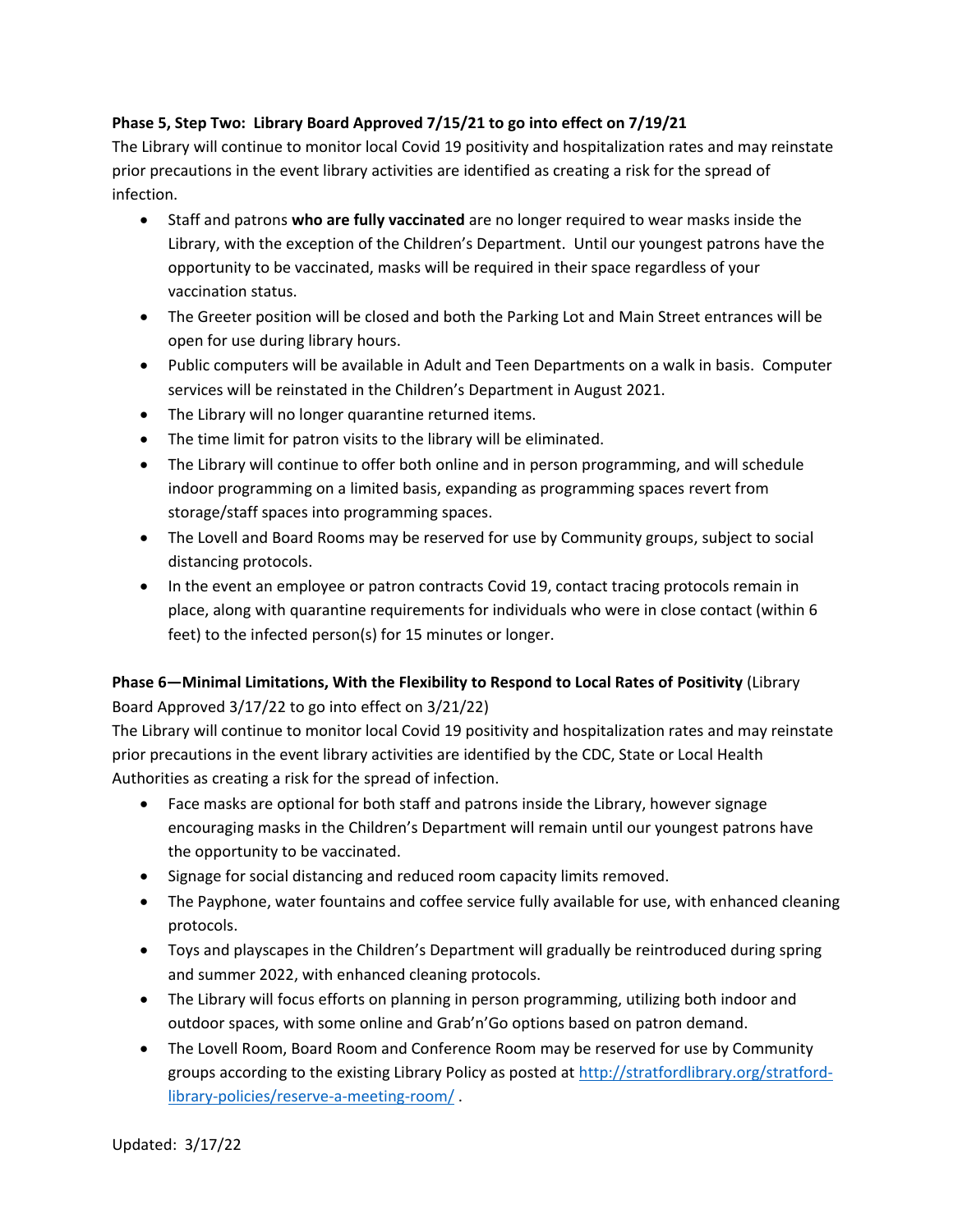**Phase 5, Step Two: Library Board Approved 7/15/21 to go into effect on 7/19/21**

The Library will continue to monitor local Covid 19 positivity and hospitalization rates and may reinstate prior precautions in the event library activities are identified as creating a risk for the spread of infection.

- Staff and patrons **who are fully vaccinated** are no longer required to wear masks inside the Library, with the exception of the Children's Department. Until our youngest patrons have the opportunity to be vaccinated, masks will be required in their space regardless of your vaccination status.
- The Greeter position will be closed and both the Parking Lot and Main Street entrances will be open for use during library hours.
- Public computers will be available in Adult and Teen Departments on a walk in basis. Computer services will be reinstated in the Children's Department in August 2021.
- The Library will no longer quarantine returned items.
- The time limit for patron visits to the library will be eliminated.
- The Library will continue to offer both online and in person programming, and will schedule indoor programming on a limited basis, expanding as programming spaces revert from storage/staff spaces into programming spaces.
- The Lovell and Board Rooms may be reserved for use by Community groups, subject to social distancing protocols.
- In the event an employee or patron contracts Covid 19, contact tracing protocols remain in place, along with quarantine requirements for individuals who were in close contact (within 6 feet) to the infected person(s) for 15 minutes or longer.

**Phase 6—Minimal Limitations, With the Flexibility to Respond to Local Rates of Positivity** (Library Board Approved 3/17/22 to go into effect on 3/21/22)

The Library will continue to monitor local Covid 19 positivity and hospitalization rates and may reinstate prior precautions in the event library activities are identified by the CDC, State or Local Health Authorities as creating a risk for the spread of infection.

- Face masks are optional for both staff and patrons inside the Library, however signage encouraging masks in the Children's Department will remain until our youngest patrons have the opportunity to be vaccinated.
- Signage for social distancing and reduced room capacity limits removed.
- The Payphone, water fountains and coffee service fully available for use, with enhanced cleaning protocols.
- Toys and playscapes in the Children's Department will gradually be reintroduced during spring and summer 2022, with enhanced cleaning protocols.
- The Library will focus efforts on planning in person programming, utilizing both indoor and outdoor spaces, with some online and Grab'n'Go options based on patron demand.
- The Lovell Room, Board Room and Conference Room may be reserved for use by Community groups according to the existing Library Policy as posted at [http://stratfordlibrary.org/stratford-library-policies/reserve-a-meeting-room/](http://stratfordlibrary.org/stratford-library-policies/reserve-a-meeting-room/) .

Updated: 3/17/22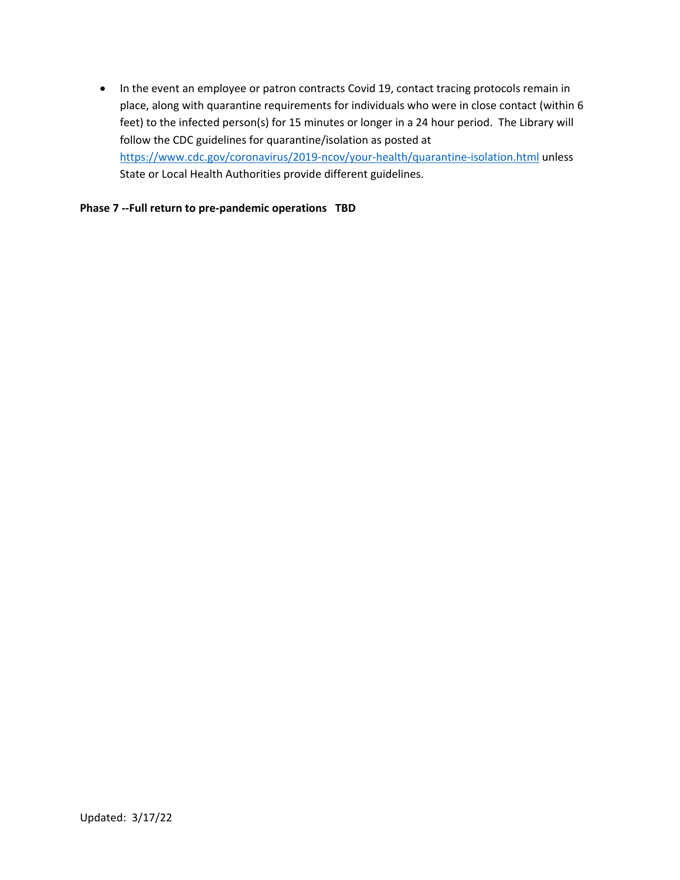- In the event an employee or patron contracts Covid 19, contact tracing protocols remain in place, along with quarantine requirements for individuals who were in close contact (within 6 feet) to the infected person(s) for 15 minutes or longer in a 24 hour period. The Library will follow the CDC guidelines for quarantine/isolation as posted at https://www.cdc.gov/coronavirus/2019-ncov/your-health/quarantine-isolation.html unless State or Local Health Authorities provide different guidelines.

**Phase 7 --Full return to pre-pandemic operations TBD**

Updated: 3/17/22